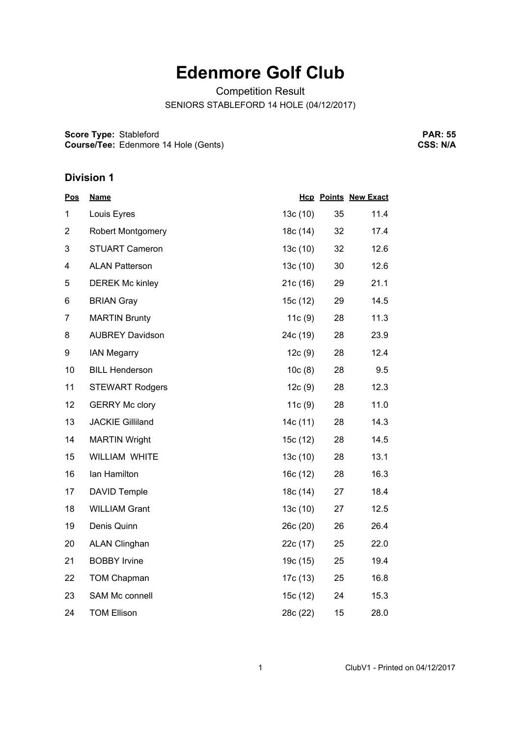# Edenmore Golf Club

Competition Result

SENIORS STABLEFORD 14 HOLE (04/12/2017)

**Score Type:** Stableford
**Course/Tee:** Edenmore 14 Hole (Gents)

**PAR: 55**
**CSS: N/A**

## Division 1

| Pos | Name | Hcp | Points | New Exact |
|---|---|---|---|---|
| 1 | Louis Eyres | 13c (10) | 35 | 11.4 |
| 2 | Robert Montgomery | 18c (14) | 32 | 17.4 |
| 3 | STUART Cameron | 13c (10) | 32 | 12.6 |
| 4 | ALAN Patterson | 13c (10) | 30 | 12.6 |
| 5 | DEREK Mc kinley | 21c (16) | 29 | 21.1 |
| 6 | BRIAN Gray | 15c (12) | 29 | 14.5 |
| 7 | MARTIN Brunty | 11c (9) | 28 | 11.3 |
| 8 | AUBREY Davidson | 24c (19) | 28 | 23.9 |
| 9 | IAN Megarry | 12c (9) | 28 | 12.4 |
| 10 | BILL Henderson | 10c (8) | 28 | 9.5 |
| 11 | STEWART Rodgers | 12c (9) | 28 | 12.3 |
| 12 | GERRY Mc clory | 11c (9) | 28 | 11.0 |
| 13 | JACKIE Gilliland | 14c (11) | 28 | 14.3 |
| 14 | MARTIN Wright | 15c (12) | 28 | 14.5 |
| 15 | WILLIAM WHITE | 13c (10) | 28 | 13.1 |
| 16 | Ian Hamilton | 16c (12) | 28 | 16.3 |
| 17 | DAVID Temple | 18c (14) | 27 | 18.4 |
| 18 | WILLIAM Grant | 13c (10) | 27 | 12.5 |
| 19 | Denis Quinn | 26c (20) | 26 | 26.4 |
| 20 | ALAN Clinghan | 22c (17) | 25 | 22.0 |
| 21 | BOBBY Irvine | 19c (15) | 25 | 19.4 |
| 22 | TOM Chapman | 17c (13) | 25 | 16.8 |
| 23 | SAM Mc connell | 15c (12) | 24 | 15.3 |
| 24 | TOM Ellison | 28c (22) | 15 | 28.0 |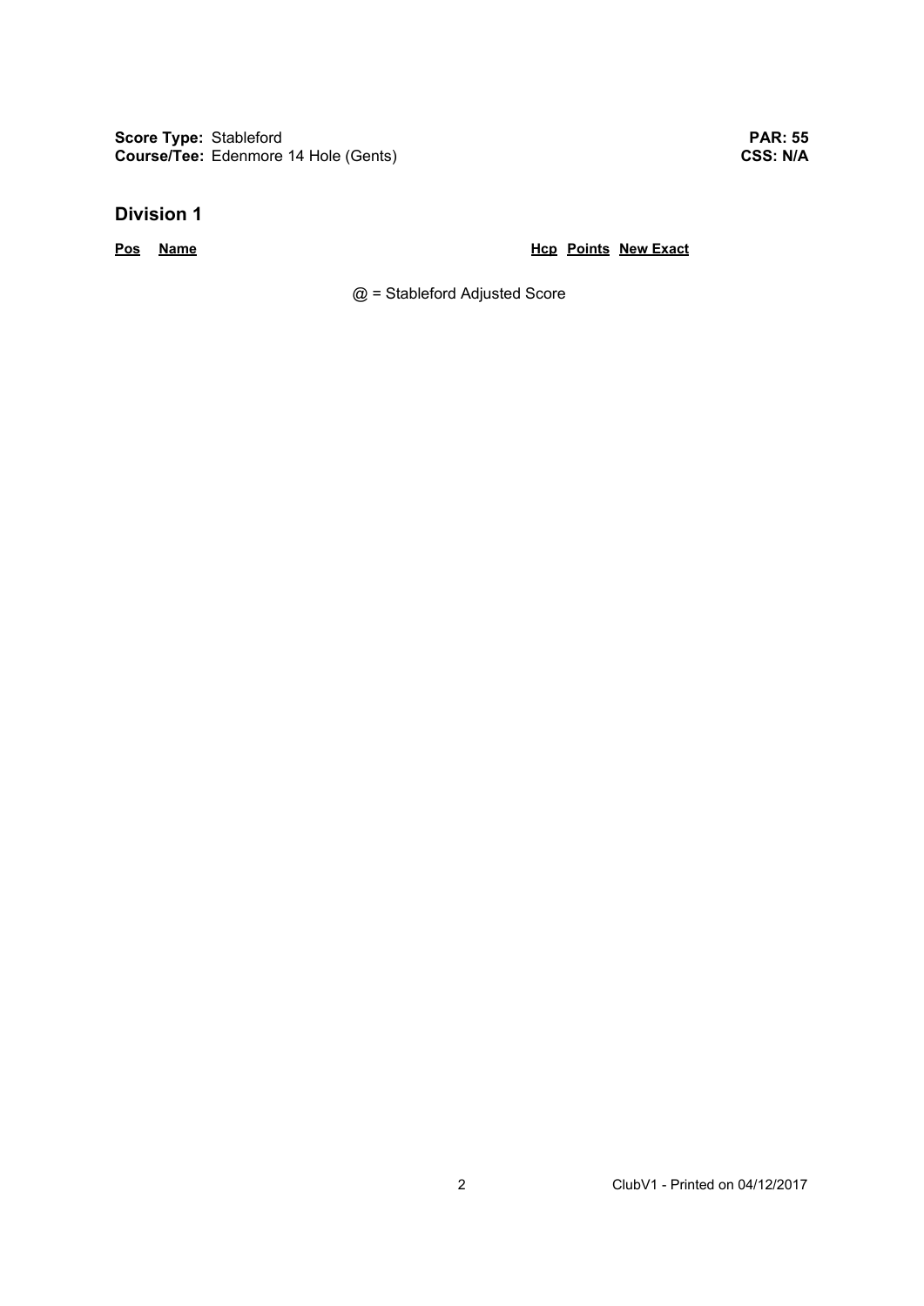**Score Type:** Stableford
**Course/Tee:** Edenmore 14 Hole (Gents)

**PAR: 55**
**CSS: N/A**

## Division 1

| Pos | Name | Hcp | Points | New Exact |
|---|---|---|---|---|

@ = Stableford Adjusted Score

ClubV1 - Printed on 04/12/2017